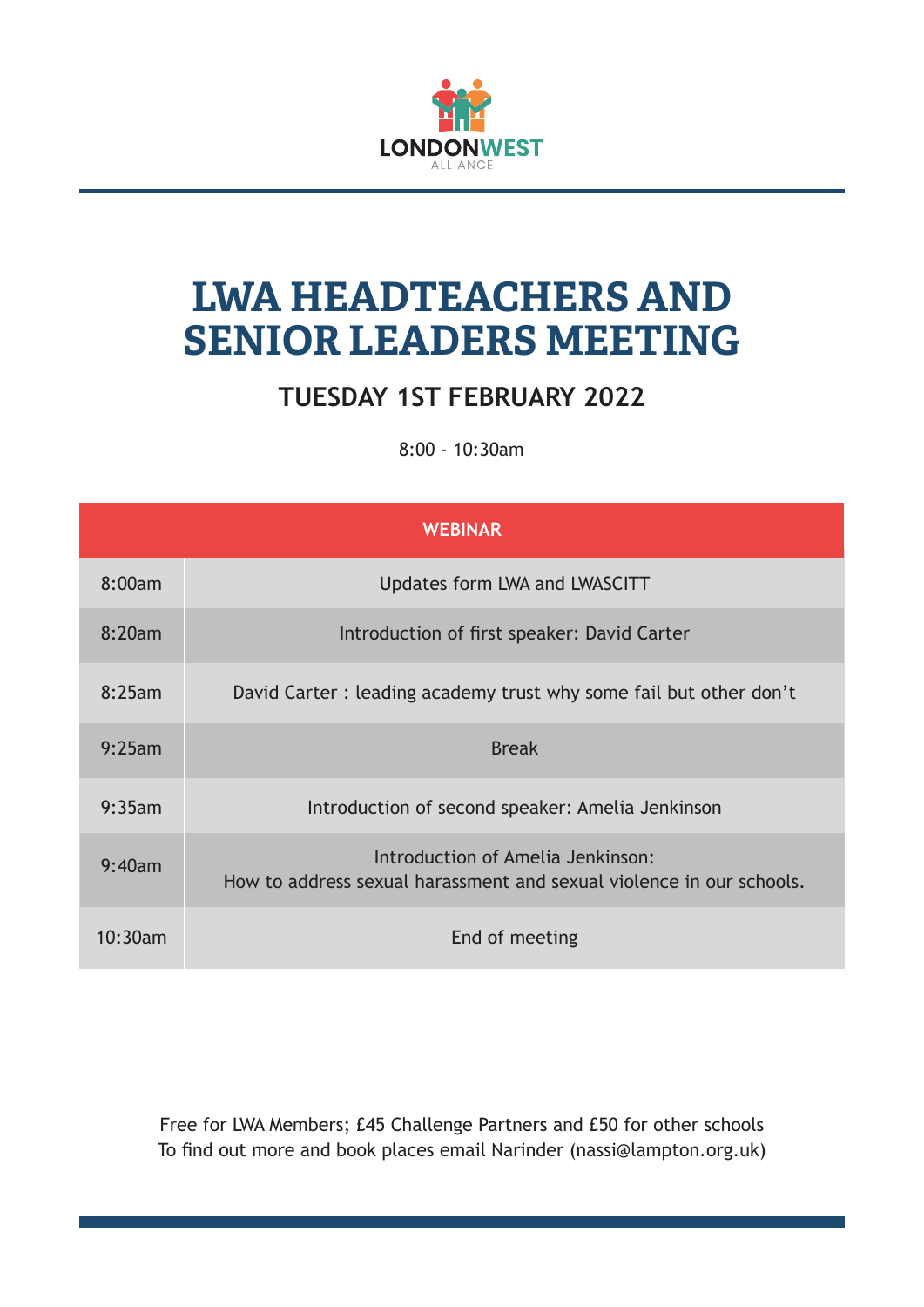LONDONWEST
ALLIANCE

# LWA HEADTEACHERS AND SENIOR LEADERS MEETING

## TUESDAY 1ST FEBRUARY 2022

8:00 - 10:30am

| WEBINAR | |
|---|---|
| 8:00am | Updates form LWA and LWASCITT |
| 8:20am | Introduction of first speaker: David Carter |
| 8:25am | David Carter : leading academy trust why some fail but other don't |
| 9:25am | Break |
| 9:35am | Introduction of second speaker: Amelia Jenkinson |
| 9:40am | Introduction of Amelia Jenkinson: How to address sexual harassment and sexual violence in our schools. |
| 10:30am | End of meeting |

Free for LWA Members; £45 Challenge Partners and £50 for other schools
To find out more and book places email Narinder (nassi@lampton.org.uk)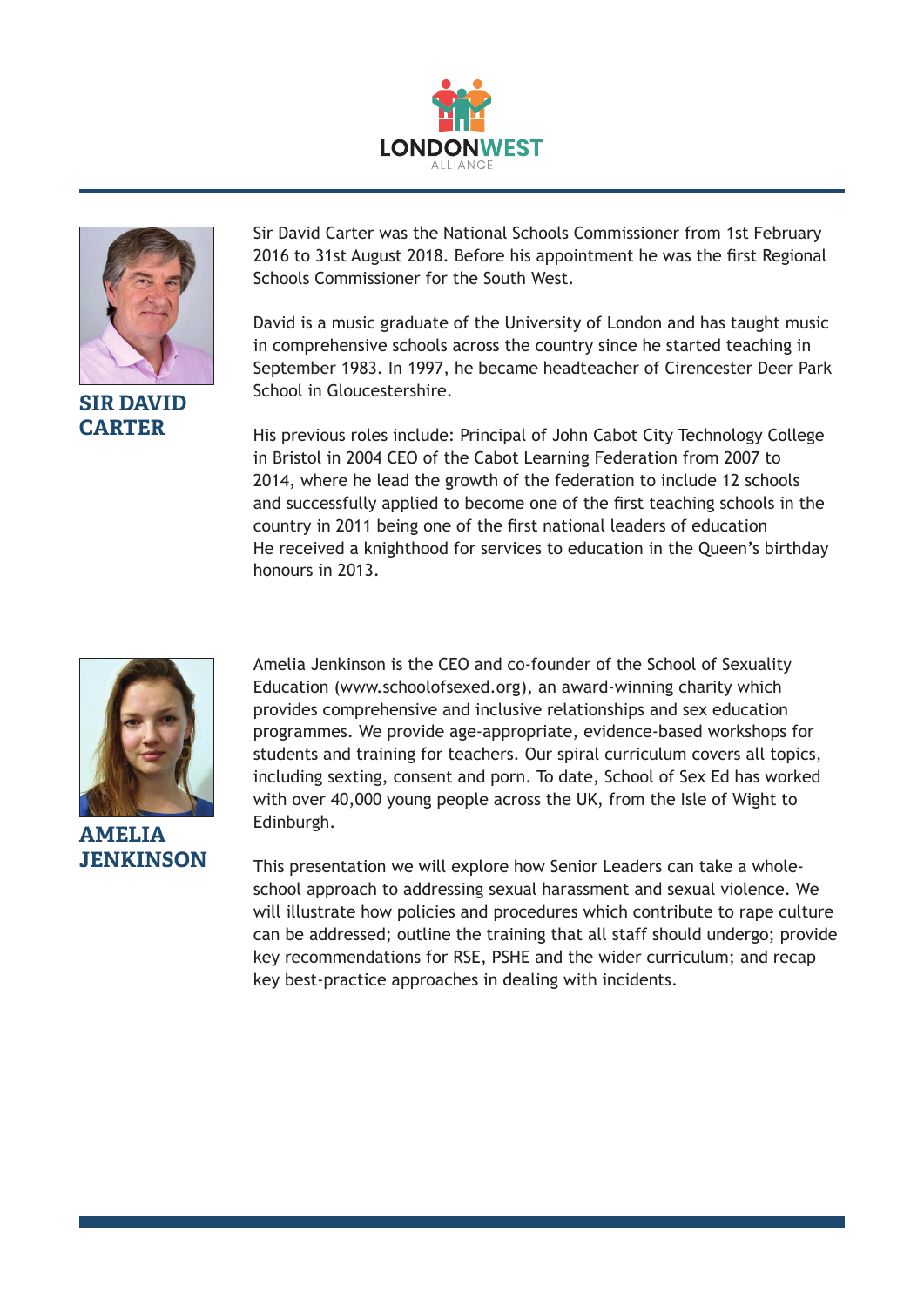## SIR DAVID CARTER

Sir David Carter was the National Schools Commissioner from 1st February 2016 to 31st August 2018. Before his appointment he was the first Regional Schools Commissioner for the South West.

David is a music graduate of the University of London and has taught music in comprehensive schools across the country since he started teaching in September 1983. In 1997, he became headteacher of Cirencester Deer Park School in Gloucestershire.

His previous roles include: Principal of John Cabot City Technology College in Bristol in 2004 CEO of the Cabot Learning Federation from 2007 to 2014, where he lead the growth of the federation to include 12 schools and successfully applied to become one of the first teaching schools in the country in 2011 being one of the first national leaders of education He received a knighthood for services to education in the Queen's birthday honours in 2013.

## AMELIA JENKINSON

Amelia Jenkinson is the CEO and co-founder of the School of Sexuality Education (www.schoolofsexed.org), an award-winning charity which provides comprehensive and inclusive relationships and sex education programmes. We provide age-appropriate, evidence-based workshops for students and training for teachers. Our spiral curriculum covers all topics, including sexting, consent and porn. To date, School of Sex Ed has worked with over 40,000 young people across the UK, from the Isle of Wight to Edinburgh.

This presentation we will explore how Senior Leaders can take a whole-school approach to addressing sexual harassment and sexual violence. We will illustrate how policies and procedures which contribute to rape culture can be addressed; outline the training that all staff should undergo; provide key recommendations for RSE, PSHE and the wider curriculum; and recap key best-practice approaches in dealing with incidents.